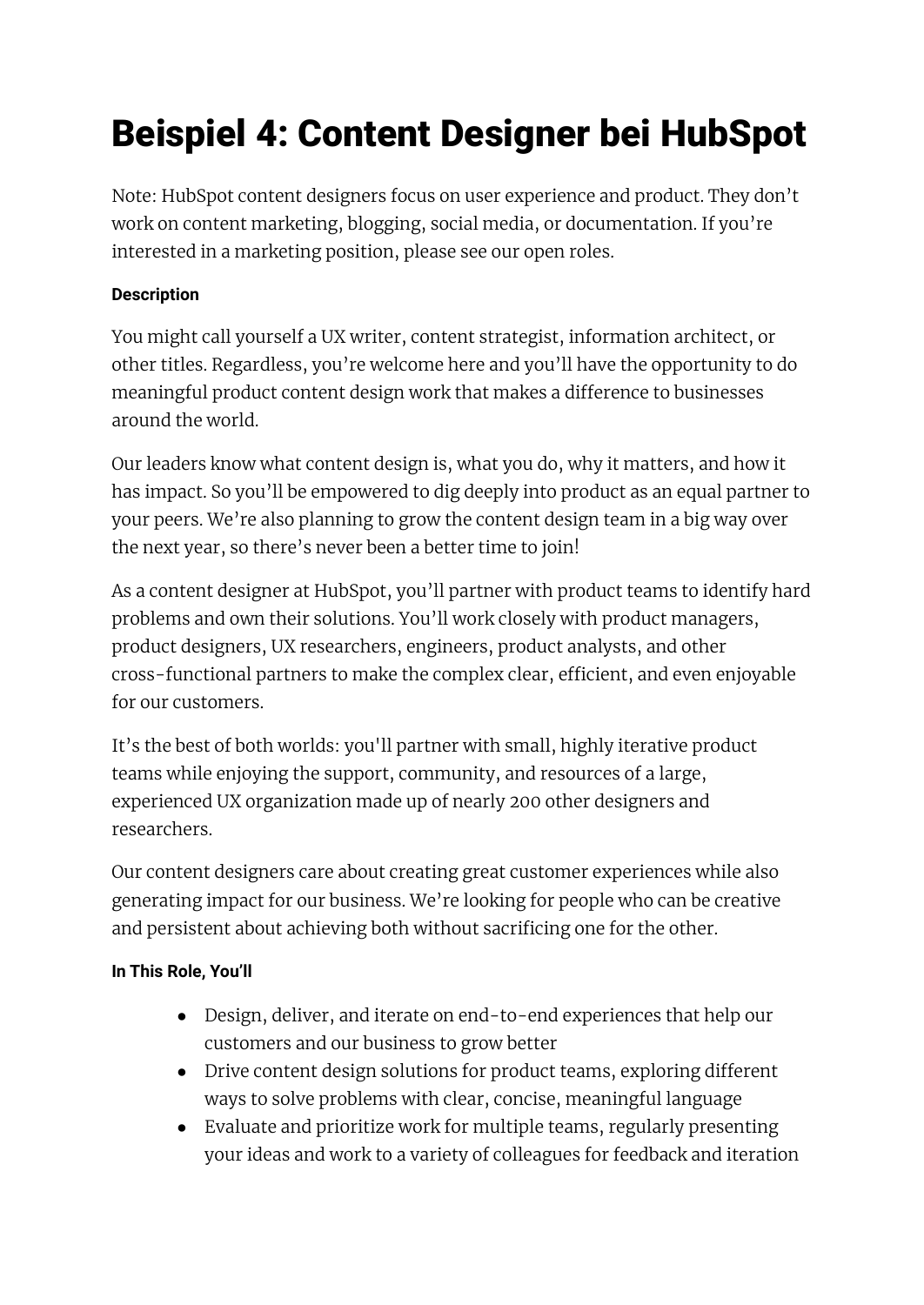# Beispiel 4: Content Designer bei HubSpot

Note: HubSpot content designers focus on user experience and product. They don't work on content marketing, blogging, social media, or documentation. If you're interested in a marketing position, please see our open roles.

**Description**

You might call yourself a UX writer, content strategist, information architect, or other titles. Regardless, you're welcome here and you'll have the opportunity to do meaningful product content design work that makes a difference to businesses around the world.

Our leaders know what content design is, what you do, why it matters, and how it has impact. So you'll be empowered to dig deeply into product as an equal partner to your peers. We're also planning to grow the content design team in a big way over the next year, so there's never been a better time to join!

As a content designer at HubSpot, you'll partner with product teams to identify hard problems and own their solutions. You'll work closely with product managers, product designers, UX researchers, engineers, product analysts, and other cross-functional partners to make the complex clear, efficient, and even enjoyable for our customers.

It's the best of both worlds: you'll partner with small, highly iterative product teams while enjoying the support, community, and resources of a large, experienced UX organization made up of nearly 200 other designers and researchers.

Our content designers care about creating great customer experiences while also generating impact for our business. We're looking for people who can be creative and persistent about achieving both without sacrificing one for the other.

**In This Role, You'll**

- Design, deliver, and iterate on end-to-end experiences that help our customers and our business to grow better
- Drive content design solutions for product teams, exploring different ways to solve problems with clear, concise, meaningful language
- Evaluate and prioritize work for multiple teams, regularly presenting your ideas and work to a variety of colleagues for feedback and iteration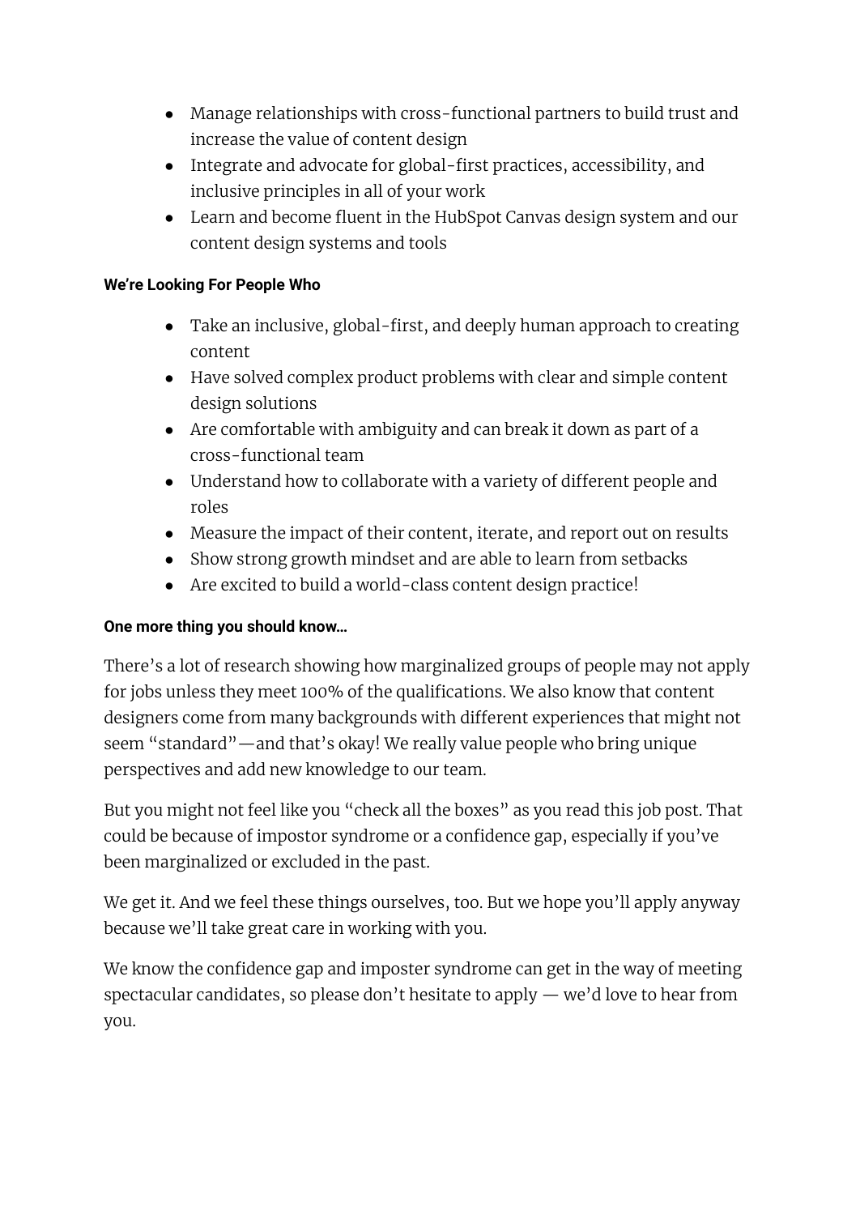- Manage relationships with cross-functional partners to build trust and increase the value of content design
- Integrate and advocate for global-first practices, accessibility, and inclusive principles in all of your work
- Learn and become fluent in the HubSpot Canvas design system and our content design systems and tools

**We're Looking For People Who**

- Take an inclusive, global-first, and deeply human approach to creating content
- Have solved complex product problems with clear and simple content design solutions
- Are comfortable with ambiguity and can break it down as part of a cross-functional team
- Understand how to collaborate with a variety of different people and roles
- Measure the impact of their content, iterate, and report out on results
- Show strong growth mindset and are able to learn from setbacks
- Are excited to build a world-class content design practice!

**One more thing you should know…**

There's a lot of research showing how marginalized groups of people may not apply for jobs unless they meet 100% of the qualifications. We also know that content designers come from many backgrounds with different experiences that might not seem "standard"—and that's okay! We really value people who bring unique perspectives and add new knowledge to our team.

But you might not feel like you "check all the boxes" as you read this job post. That could be because of impostor syndrome or a confidence gap, especially if you've been marginalized or excluded in the past.

We get it. And we feel these things ourselves, too. But we hope you'll apply anyway because we'll take great care in working with you.

We know the confidence gap and imposter syndrome can get in the way of meeting spectacular candidates, so please don't hesitate to apply — we'd love to hear from you.